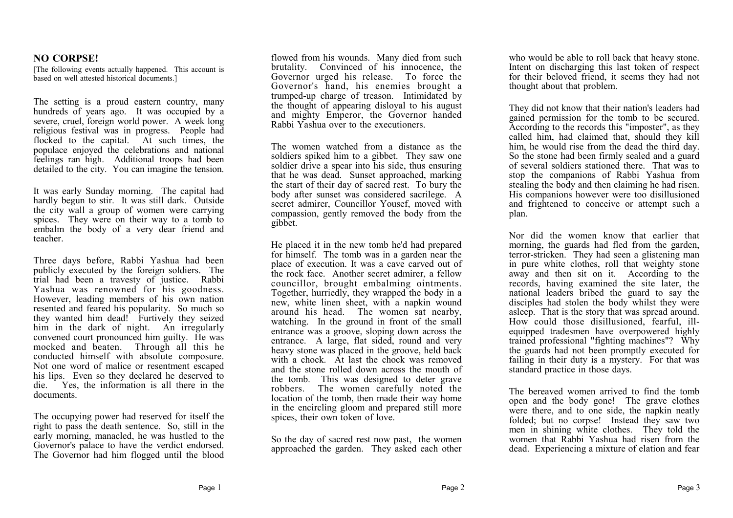## NO CORPSE!

[The following events actually happened. This account is based on well attested historical documents.]

The setting is a proud eastern country, many hundreds of years ago. It was occupied by a severe, cruel, foreign world power. A week long religious festival was in progress. People had flocked to the capital. At such times, the populace enjoyed the celebrations and national feelings ran high. Additional troops had been detailed to the city. You can imagine the tension.

It was early Sunday morning. The capital had hardly begun to stir. It was still dark. Outside the city wall a group of women were carrying spices. They were on their way to a tomb to embalm the body of a very dear friend and teacher.

Three days before, Rabbi Yashua had been publicly executed by the foreign soldiers. The trial had been a travesty of justice. Rabbi Yashua was renowned for his goodness. However, leading members of his own nation resented and feared his popularity. So much so they wanted him dead! Furtively they seized him in the dark of night. An irregularly convened court pronounced him guilty. He was mocked and beaten. Through all this he conducted himself with absolute composure. Not one word of malice or resentment escaped his lips. Even so they declared he deserved to die. Yes, the information is all there in the documents.

The occupying power had reserved for itself the right to pass the death sentence. So, still in the early morning, manacled, he was hustled to the Governor's palace to have the verdict endorsed. The Governor had him flogged until the blood flowed from his wounds. Many died from such brutality. Convinced of his innocence, the Governor urged his release. To force the Governor's hand, his enemies brought a trumped-up charge of treason. Intimidated by the thought of appearing disloyal to his august and mighty Emperor, the Governor handed Rabbi Yashua over to the executioners.

The women watched from a distance as the soldiers spiked him to a gibbet. They saw one soldier drive a spear into his side, thus ensuring that he was dead. Sunset approached, marking the start of their day of sacred rest. To bury the body after sunset was considered sacrilege. A secret admirer, Councillor Yousef, moved with compassion, gently removed the body from the gibbet.

He placed it in the new tomb he'd had prepared for himself. The tomb was in a garden near the place of execution. It was a cave carved out of the rock face. Another secret admirer, a fellow councillor, brought embalming ointments. Together, hurriedly, they wrapped the body in a new, white linen sheet, with a napkin wound around his head. The women sat nearby, watching. In the ground in front of the small entrance was a groove, sloping down across the entrance. A large, flat sided, round and very heavy stone was placed in the groove, held back with a chock. At last the chock was removed and the stone rolled down across the mouth of the tomb. This was designed to deter grave robbers. The women carefully noted the location of the tomb, then made their way home in the encircling gloom and prepared still more spices, their own token of love.

So the day of sacred rest now past, the women approached the garden. They asked each other who would be able to roll back that heavy stone. Intent on discharging this last token of respect for their beloved friend, it seems they had not thought about that problem.

They did not know that their nation's leaders had gained permission for the tomb to be secured. According to the records this "imposter", as they called him, had claimed that, should they kill him, he would rise from the dead the third day. So the stone had been firmly sealed and a guard of several soldiers stationed there. That was to stop the companions of Rabbi Yashua from stealing the body and then claiming he had risen. His companions however were too disillusioned and frightened to conceive or attempt such a plan.

Nor did the women know that earlier that morning, the guards had fled from the garden, terror-stricken. They had seen a glistening man in pure white clothes, roll that weighty stone away and then sit on it. According to the records, having examined the site later, the national leaders bribed the guard to say the disciples had stolen the body whilst they were asleep. That is the story that was spread around. How could those disillusioned, fearful, ill-equipped tradesmen have overpowered highly trained professional "fighting machines"? Why the guards had not been promptly executed for failing in their duty is a mystery. For that was standard practice in those days.

The bereaved women arrived to find the tomb open and the body gone! The grave clothes were there, and to one side, the napkin neatly folded; but no corpse! Instead they saw two men in shining white clothes. They told the women that Rabbi Yashua had risen from the dead. Experiencing a mixture of elation and fear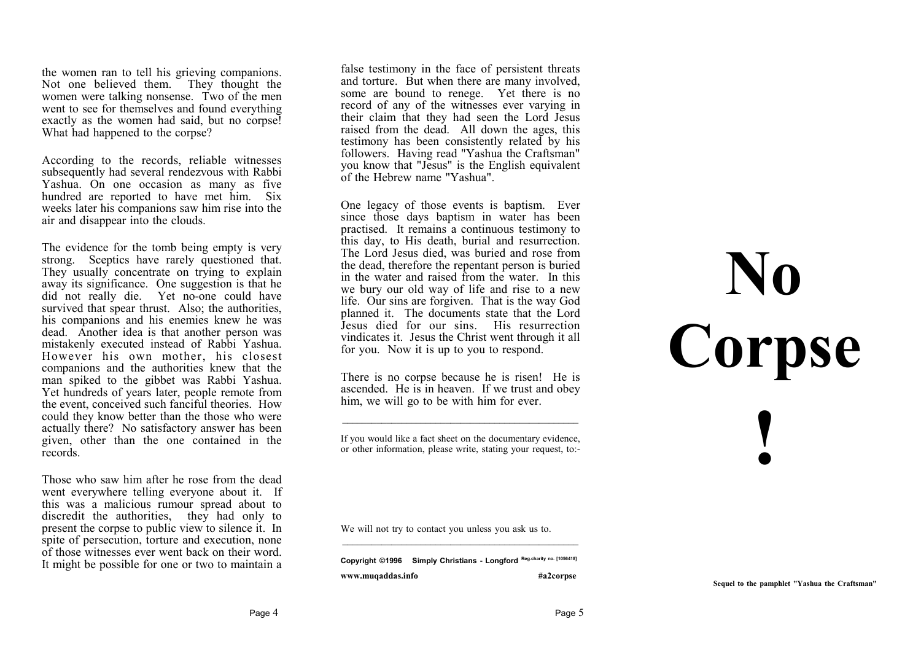the women ran to tell his grieving companions. Not one believed them. They thought the women were talking nonsense. Two of the men went to see for themselves and found everything exactly as the women had said, but no corpse! What had happened to the corpse?

According to the records, reliable witnesses subsequently had several rendezvous with Rabbi Yashua. On one occasion as many as five hundred are reported to have met him. Six weeks later his companions saw him rise into the air and disappear into the clouds.

The evidence for the tomb being empty is very strong. Sceptics have rarely questioned that. They usually concentrate on trying to explain away its significance. One suggestion is that he did not really die. Yet no-one could have survived that spear thrust. Also; the authorities, his companions and his enemies knew he was dead. Another idea is that another person was mistakenly executed instead of Rabbi Yashua. However his own mother, his closest companions and the authorities knew that the man spiked to the gibbet was Rabbi Yashua. Yet hundreds of years later, people remote from the event, conceived such fanciful theories. How could they know better than the those who were actually there? No satisfactory answer has been given, other than the one contained in the records.

Those who saw him after he rose from the dead went everywhere telling everyone about it. If this was a malicious rumour spread about to discredit the authorities, they had only to present the corpse to public view to silence it. In spite of persecution, torture and execution, none of those witnesses ever went back on their word. It might be possible for one or two to maintain a false testimony in the face of persistent threats and torture. But when there are many involved, some are bound to renege. Yet there is no record of any of the witnesses ever varying in their claim that they had seen the Lord Jesus raised from the dead. All down the ages, this testimony has been consistently related by his followers. Having read "Yashua the Craftsman" you know that "Jesus" is the English equivalent of the Hebrew name "Yashua".

One legacy of those events is baptism. Ever since those days baptism in water has been practised. It remains a continuous testimony to this day, to His death, burial and resurrection. The Lord Jesus died, was buried and rose from the dead, therefore the repentant person is buried in the water and raised from the water. In this we bury our old way of life and rise to a new life. Our sins are forgiven. That is the way God planned it. The documents state that the Lord Jesus died for our sins. His resurrection vindicates it. Jesus the Christ went through it all for you. Now it is up to you to respond.

There is no corpse because he is risen! He is ascended. He is in heaven. If we trust and obey him, we will go to be with him for ever.

---

If you would like a fact sheet on the documentary evidence, or other information, please write, stating your request, to:-

We will not try to contact you unless you ask us to.

---

**Copyright ©1996 Simply Christians - Longford** Reg.charity no. [1056418]

**www.muqaddas.info** **#a2corpse**

# No Corpse !

**Sequel to the pamphlet "Yashua the Craftsman"**